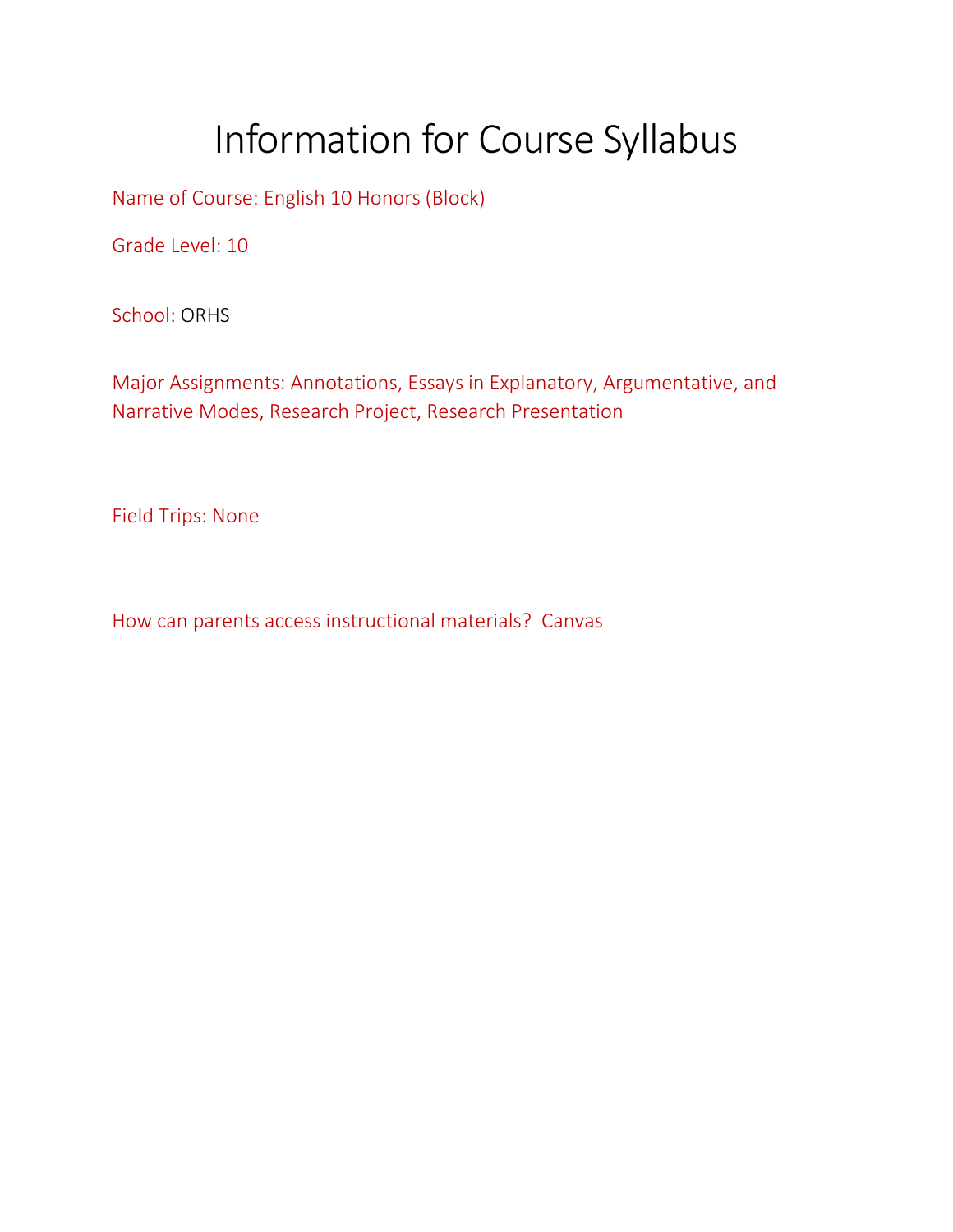# Information for Course Syllabus

Name of Course: English 10 Honors (Block)

Grade Level: 10

School: ORHS

Major Assignments: Annotations, Essays in Explanatory, Argumentative, and Narrative Modes, Research Project, Research Presentation

Field Trips: None

How can parents access instructional materials? Canvas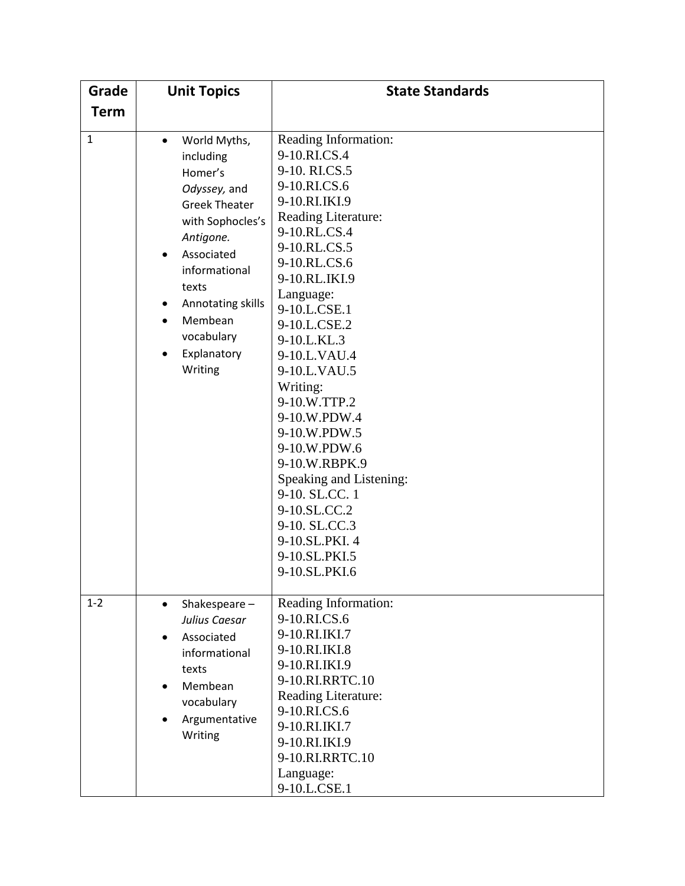| Grade Term | Unit Topics | State Standards |
|---|---|---|
| 1 | • World Myths, including Homer's *Odyssey,* and Greek Theater with Sophocles's *Antigone.*<br>• Associated informational texts<br>• Annotating skills<br>• Membean vocabulary<br>• Explanatory Writing | Reading Information:<br>9-10.RI.CS.4<br>9-10. RI.CS.5<br>9-10.RI.CS.6<br>9-10.RI.IKI.9<br>Reading Literature:<br>9-10.RL.CS.4<br>9-10.RL.CS.5<br>9-10.RL.CS.6<br>9-10.RL.IKI.9<br>Language:<br>9-10.L.CSE.1<br>9-10.L.CSE.2<br>9-10.L.KL.3<br>9-10.L.VAU.4<br>9-10.L.VAU.5<br>Writing:<br>9-10.W.TTP.2<br>9-10.W.PDW.4<br>9-10.W.PDW.5<br>9-10.W.PDW.6<br>9-10.W.RBPK.9<br>Speaking and Listening:<br>9-10. SL.CC. 1<br>9-10.SL.CC.2<br>9-10. SL.CC.3<br>9-10.SL.PKI. 4<br>9-10.SL.PKI.5<br>9-10.SL.PKI.6 |
| 1-2 | • Shakespeare – *Julius Caesar*<br>• Associated informational texts<br>• Membean vocabulary<br>• Argumentative Writing | Reading Information:<br>9-10.RI.CS.6<br>9-10.RI.IKI.7<br>9-10.RI.IKI.8<br>9-10.RI.IKI.9<br>9-10.RI.RRTC.10<br>Reading Literature:<br>9-10.RI.CS.6<br>9-10.RI.IKI.7<br>9-10.RI.IKI.9<br>9-10.RI.RRTC.10<br>Language:<br>9-10.L.CSE.1 |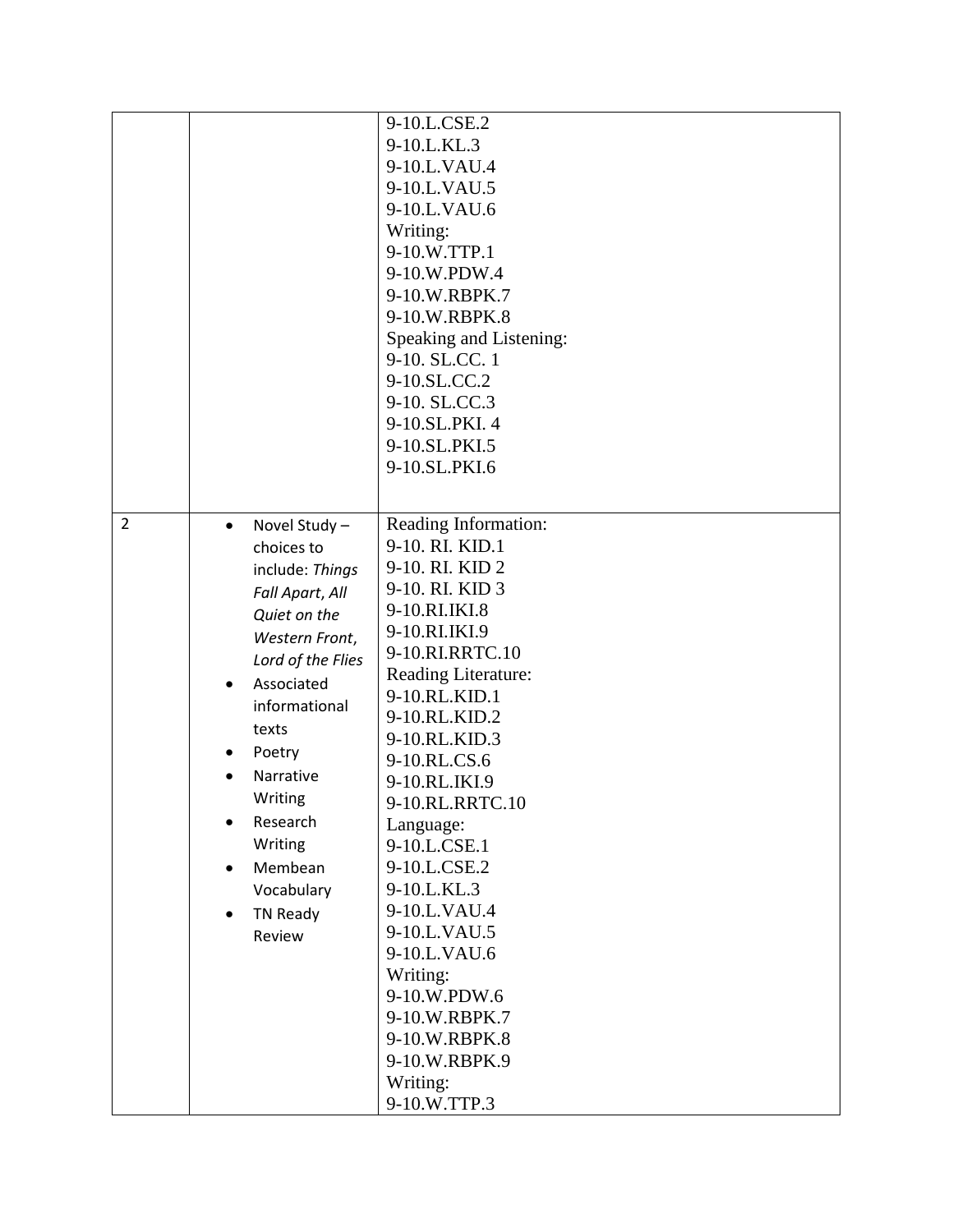| | | |
|---|---|---|
| | | 9-10.L.CSE.2<br>9-10.L.KL.3<br>9-10.L.VAU.4<br>9-10.L.VAU.5<br>9-10.L.VAU.6<br>Writing:<br>9-10.W.TTP.1<br>9-10.W.PDW.4<br>9-10.W.RBPK.7<br>9-10.W.RBPK.8<br>Speaking and Listening:<br>9-10. SL.CC. 1<br>9-10.SL.CC.2<br>9-10. SL.CC.3<br>9-10.SL.PKI. 4<br>9-10.SL.PKI.5<br>9-10.SL.PKI.6 |
| 2 | • Novel Study – choices to include: *Things Fall Apart*, *All Quiet on the Western Front*, *Lord of the Flies*<br>• Associated informational texts<br>• Poetry<br>• Narrative Writing<br>• Research Writing<br>• Membean Vocabulary<br>• TN Ready Review | Reading Information:<br>9-10. RI. KID.1<br>9-10. RI. KID 2<br>9-10. RI. KID 3<br>9-10.RI.IKI.8<br>9-10.RI.IKI.9<br>9-10.RI.RRTC.10<br>Reading Literature:<br>9-10.RL.KID.1<br>9-10.RL.KID.2<br>9-10.RL.KID.3<br>9-10.RL.CS.6<br>9-10.RL.IKI.9<br>9-10.RL.RRTC.10<br>Language:<br>9-10.L.CSE.1<br>9-10.L.CSE.2<br>9-10.L.KL.3<br>9-10.L.VAU.4<br>9-10.L.VAU.5<br>9-10.L.VAU.6<br>Writing:<br>9-10.W.PDW.6<br>9-10.W.RBPK.7<br>9-10.W.RBPK.8<br>9-10.W.RBPK.9<br>Writing:<br>9-10.W.TTP.3 |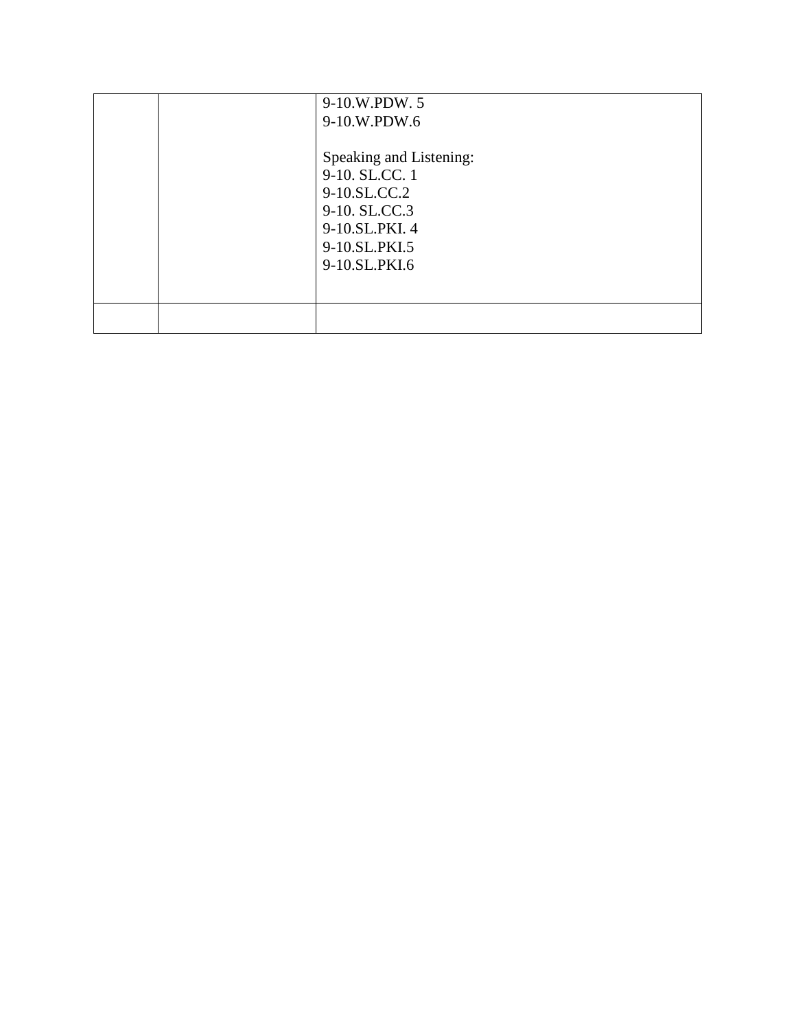| | | |
|---|---|---|
| | | 9-10.W.PDW. 5<br>9-10.W.PDW.6<br><br>Speaking and Listening:<br>9-10. SL.CC. 1<br>9-10.SL.CC.2<br>9-10. SL.CC.3<br>9-10.SL.PKI. 4<br>9-10.SL.PKI.5<br>9-10.SL.PKI.6 |
| | | |